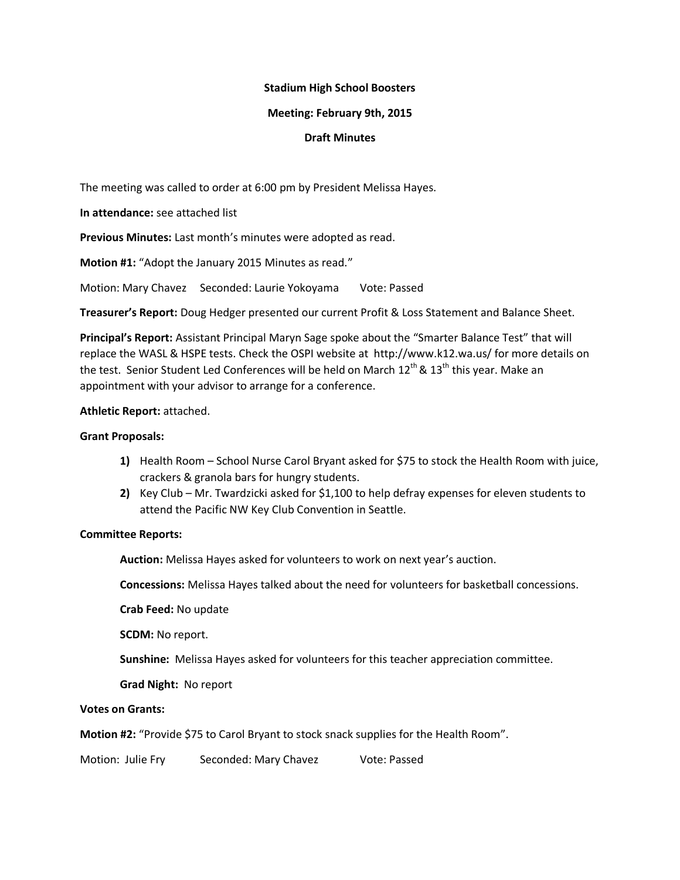**Stadium High School Boosters**

**Meeting: February 9th, 2015**

**Draft Minutes**

The meeting was called to order at 6:00 pm by President Melissa Hayes.

**In attendance:** see attached list

**Previous Minutes:** Last month's minutes were adopted as read.

**Motion #1:** "Adopt the January 2015 Minutes as read."

Motion: Mary Chavez Seconded: Laurie Yokoyama Vote: Passed

**Treasurer's Report:** Doug Hedger presented our current Profit & Loss Statement and Balance Sheet.

**Principal's Report:** Assistant Principal Maryn Sage spoke about the "Smarter Balance Test" that will replace the WASL & HSPE tests. Check the OSPI website at http://www.k12.wa.us/ for more details on the test. Senior Student Led Conferences will be held on March 12th & 13th this year. Make an appointment with your advisor to arrange for a conference.

**Athletic Report:** attached.

**Grant Proposals:**

1) Health Room – School Nurse Carol Bryant asked for $75 to stock the Health Room with juice, crackers & granola bars for hungry students.
2) Key Club – Mr. Twardzicki asked for $1,100 to help defray expenses for eleven students to attend the Pacific NW Key Club Convention in Seattle.

**Committee Reports:**

**Auction:** Melissa Hayes asked for volunteers to work on next year's auction.

**Concessions:** Melissa Hayes talked about the need for volunteers for basketball concessions.

**Crab Feed:** No update

**SCDM:** No report.

**Sunshine:** Melissa Hayes asked for volunteers for this teacher appreciation committee.

**Grad Night:** No report

**Votes on Grants:**

**Motion #2:** "Provide $75 to Carol Bryant to stock snack supplies for the Health Room".

Motion: Julie Fry Seconded: Mary Chavez Vote: Passed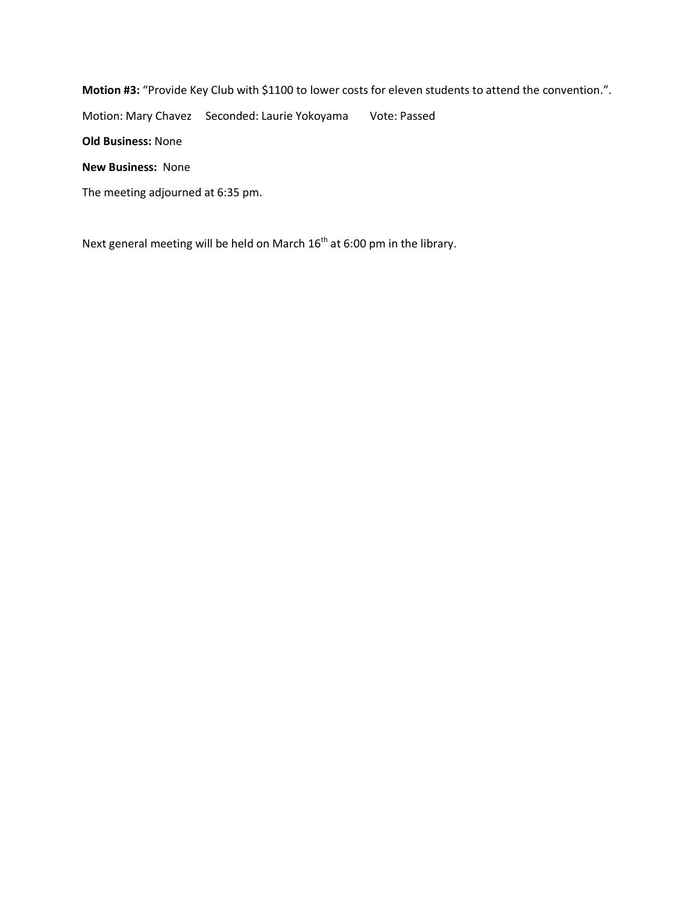**Motion #3:** "Provide Key Club with $1100 to lower costs for eleven students to attend the convention.".

Motion: Mary Chavez  Seconded: Laurie Yokoyama  Vote: Passed

**Old Business:** None

**New Business:** None

The meeting adjourned at 6:35 pm.

Next general meeting will be held on March 16th at 6:00 pm in the library.